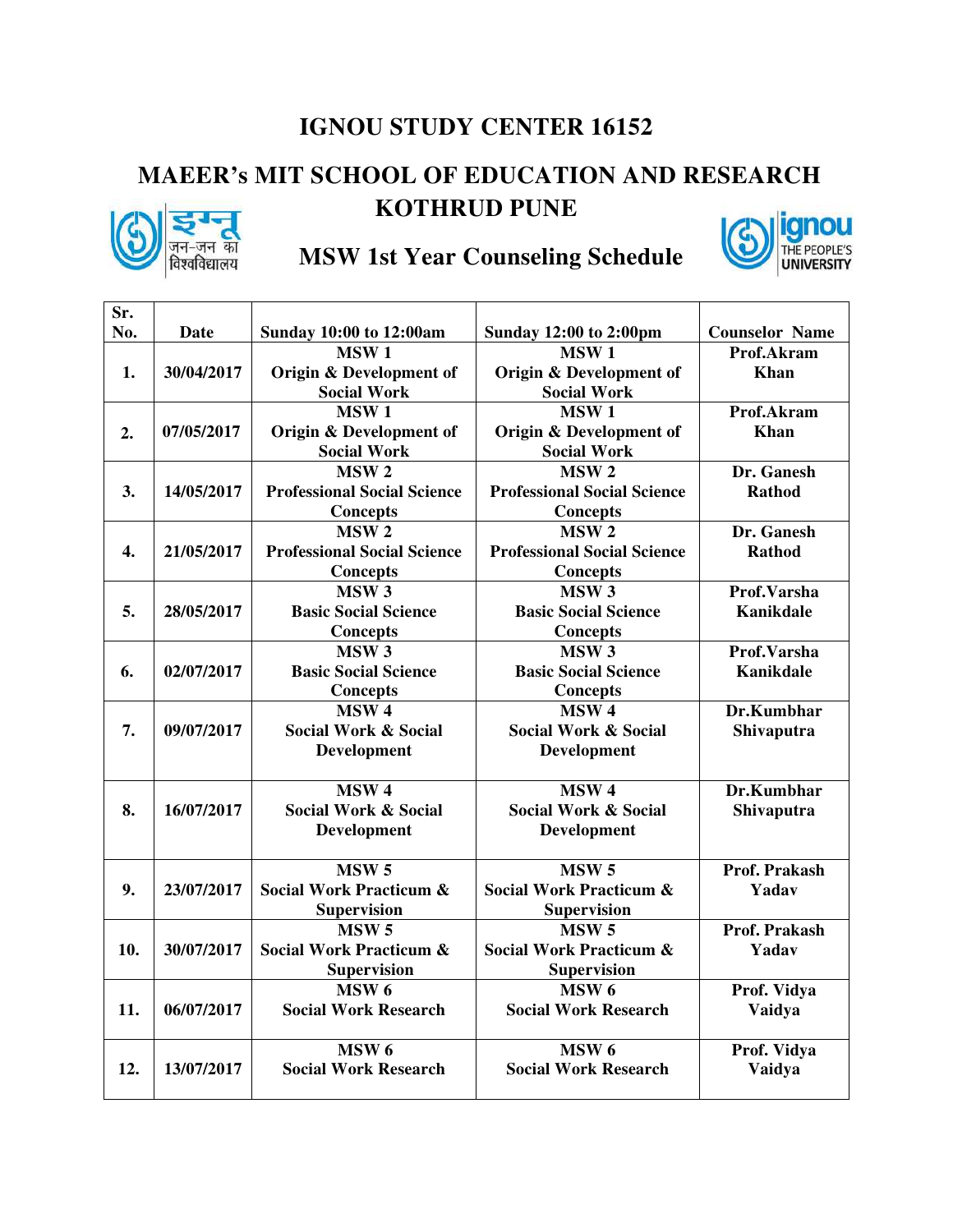# IGNOU STUDY CENTER 16152

## MAEER's MIT SCHOOL OF EDUCATION AND RESEARCH KOTHRUD PUNE

## MSW 1st Year Counseling Schedule

| Sr. No. | Date | Sunday 10:00 to 12:00am | Sunday 12:00 to 2:00pm | Counselor Name |
|---|---|---|---|---|
| 1. | 30/04/2017 | MSW 1 Origin & Development of Social Work | MSW 1 Origin & Development of Social Work | Prof.Akram Khan |
| 2. | 07/05/2017 | MSW 1 Origin & Development of Social Work | MSW 1 Origin & Development of Social Work | Prof.Akram Khan |
| 3. | 14/05/2017 | MSW 2 Professional Social Science Concepts | MSW 2 Professional Social Science Concepts | Dr. Ganesh Rathod |
| 4. | 21/05/2017 | MSW 2 Professional Social Science Concepts | MSW 2 Professional Social Science Concepts | Dr. Ganesh Rathod |
| 5. | 28/05/2017 | MSW 3 Basic Social Science Concepts | MSW 3 Basic Social Science Concepts | Prof.Varsha Kanikdale |
| 6. | 02/07/2017 | MSW 3 Basic Social Science Concepts | MSW 3 Basic Social Science Concepts | Prof.Varsha Kanikdale |
| 7. | 09/07/2017 | MSW 4 Social Work & Social Development | MSW 4 Social Work & Social Development | Dr.Kumbhar Shivaputra |
| 8. | 16/07/2017 | MSW 4 Social Work & Social Development | MSW 4 Social Work & Social Development | Dr.Kumbhar Shivaputra |
| 9. | 23/07/2017 | MSW 5 Social Work Practicum & Supervision | MSW 5 Social Work Practicum & Supervision | Prof. Prakash Yadav |
| 10. | 30/07/2017 | MSW 5 Social Work Practicum & Supervision | MSW 5 Social Work Practicum & Supervision | Prof. Prakash Yadav |
| 11. | 06/07/2017 | MSW 6 Social Work Research | MSW 6 Social Work Research | Prof. Vidya Vaidya |
| 12. | 13/07/2017 | MSW 6 Social Work Research | MSW 6 Social Work Research | Prof. Vidya Vaidya |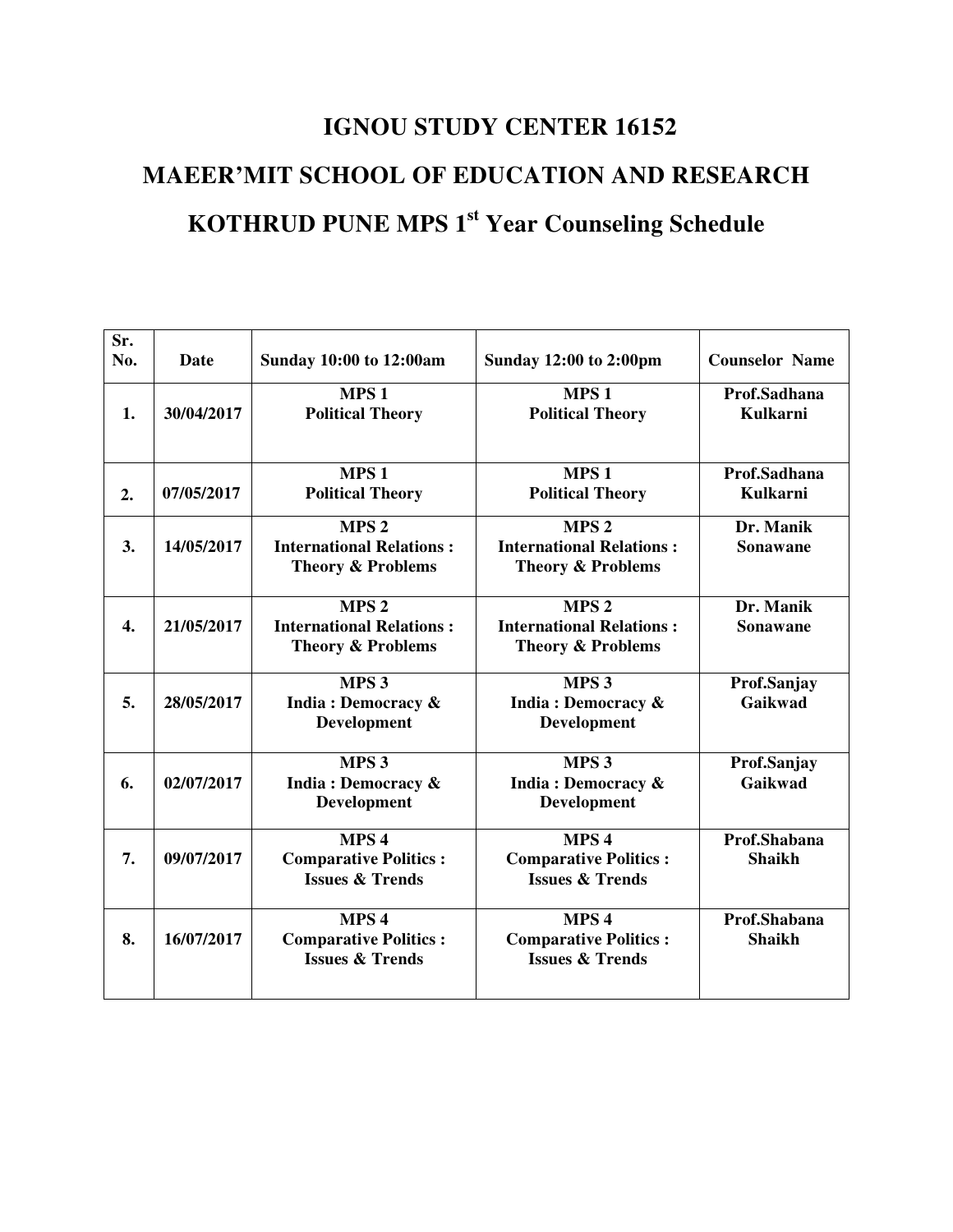# IGNOU STUDY CENTER 16152

# MAEER'MIT SCHOOL OF EDUCATION AND RESEARCH

# KOTHRUD PUNE MPS 1st Year Counseling Schedule

| Sr. No. | Date | Sunday 10:00 to 12:00am | Sunday 12:00 to 2:00pm | Counselor Name |
|---|---|---|---|---|
| **1.** | **30/04/2017** | **MPS 1**<br>**Political Theory** | **MPS 1**<br>**Political Theory** | **Prof.Sadhana Kulkarni** |
| **2.** | **07/05/2017** | **MPS 1**<br>**Political Theory** | **MPS 1**<br>**Political Theory** | **Prof.Sadhana Kulkarni** |
| **3.** | **14/05/2017** | **MPS 2**<br>**International Relations : Theory & Problems** | **MPS 2**<br>**International Relations : Theory & Problems** | **Dr. Manik Sonawane** |
| **4.** | **21/05/2017** | **MPS 2**<br>**International Relations : Theory & Problems** | **MPS 2**<br>**International Relations : Theory & Problems** | **Dr. Manik Sonawane** |
| **5.** | **28/05/2017** | **MPS 3**<br>**India : Democracy & Development** | **MPS 3**<br>**India : Democracy & Development** | **Prof.Sanjay Gaikwad** |
| **6.** | **02/07/2017** | **MPS 3**<br>**India : Democracy & Development** | **MPS 3**<br>**India : Democracy & Development** | **Prof.Sanjay Gaikwad** |
| **7.** | **09/07/2017** | **MPS 4**<br>**Comparative Politics : Issues & Trends** | **MPS 4**<br>**Comparative Politics : Issues & Trends** | **Prof.Shabana Shaikh** |
| **8.** | **16/07/2017** | **MPS 4**<br>**Comparative Politics : Issues & Trends** | **MPS 4**<br>**Comparative Politics : Issues & Trends** | **Prof.Shabana Shaikh** |